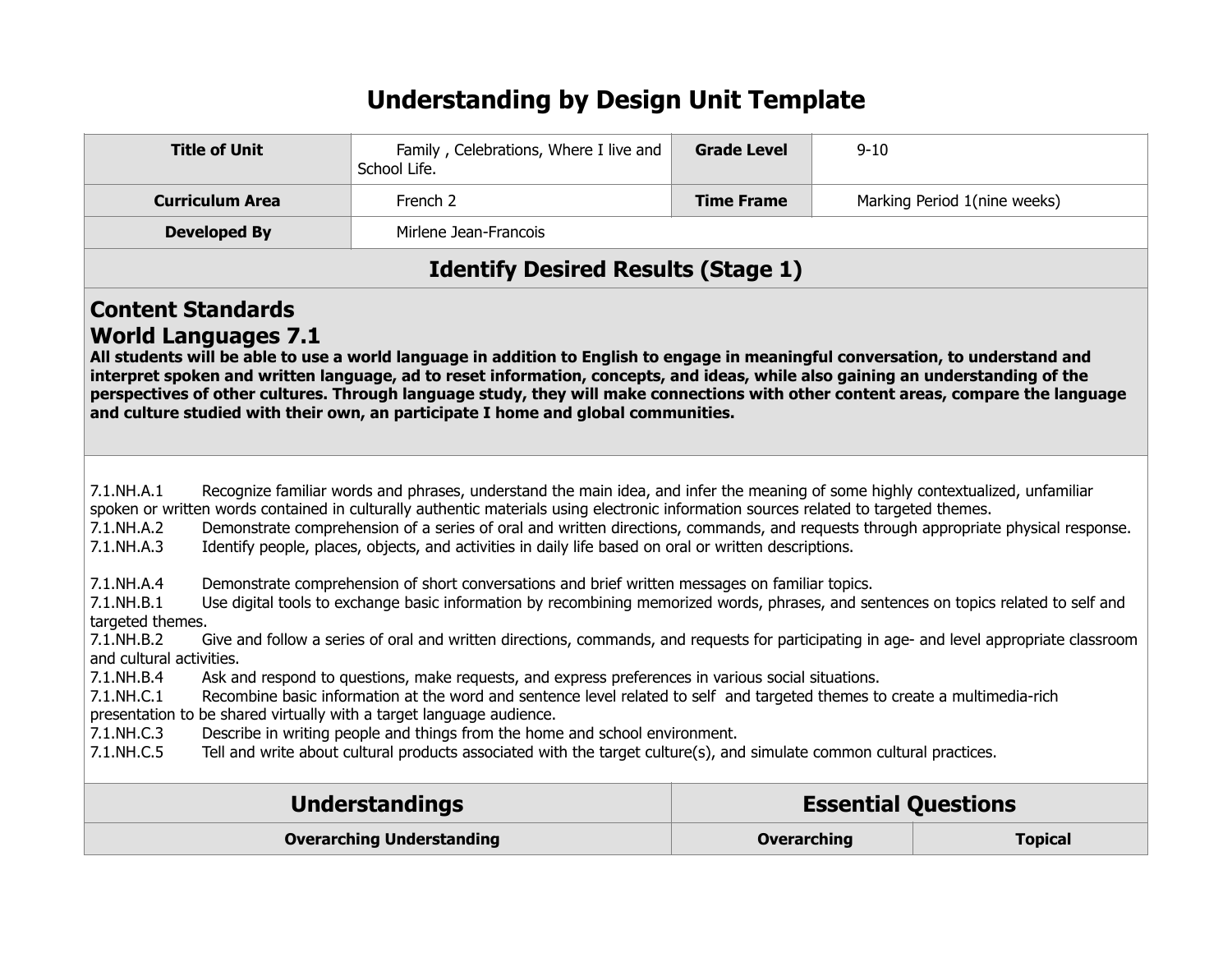# Understanding by Design Unit Template

| Title of Unit | Family , Celebrations, Where I live and School Life. | Grade Level | 9-10 |
|---|---|---|---|
| Curriculum Area | French 2 | Time Frame | Marking Period 1(nine weeks) |
| Developed By | Mirlene Jean-Francois | | |

## Identify Desired Results (Stage 1)

### Content Standards
### World Languages 7.1

**All students will be able to use a world language in addition to English to engage in meaningful conversation, to understand and interpret spoken and written language, ad to reset information, concepts, and ideas, while also gaining an understanding of the perspectives of other cultures. Through language study, they will make connections with other content areas, compare the language and culture studied with their own, an participate I home and global communities.**

7.1.NH.A.1 Recognize familiar words and phrases, understand the main idea, and infer the meaning of some highly contextualized, unfamiliar spoken or written words contained in culturally authentic materials using electronic information sources related to targeted themes.
7.1.NH.A.2 Demonstrate comprehension of a series of oral and written directions, commands, and requests through appropriate physical response.
7.1.NH.A.3 Identify people, places, objects, and activities in daily life based on oral or written descriptions.

7.1.NH.A.4 Demonstrate comprehension of short conversations and brief written messages on familiar topics.
7.1.NH.B.1 Use digital tools to exchange basic information by recombining memorized words, phrases, and sentences on topics related to self and targeted themes.
7.1.NH.B.2 Give and follow a series of oral and written directions, commands, and requests for participating in age- and level appropriate classroom and cultural activities.
7.1.NH.B.4 Ask and respond to questions, make requests, and express preferences in various social situations.
7.1.NH.C.1 Recombine basic information at the word and sentence level related to self and targeted themes to create a multimedia-rich presentation to be shared virtually with a target language audience.
7.1.NH.C.3 Describe in writing people and things from the home and school environment.
7.1.NH.C.5 Tell and write about cultural products associated with the target culture(s), and simulate common cultural practices.

| Understandings | Essential Questions | |
|---|---|---|
| **Overarching Understanding** | **Overarching** | **Topical** |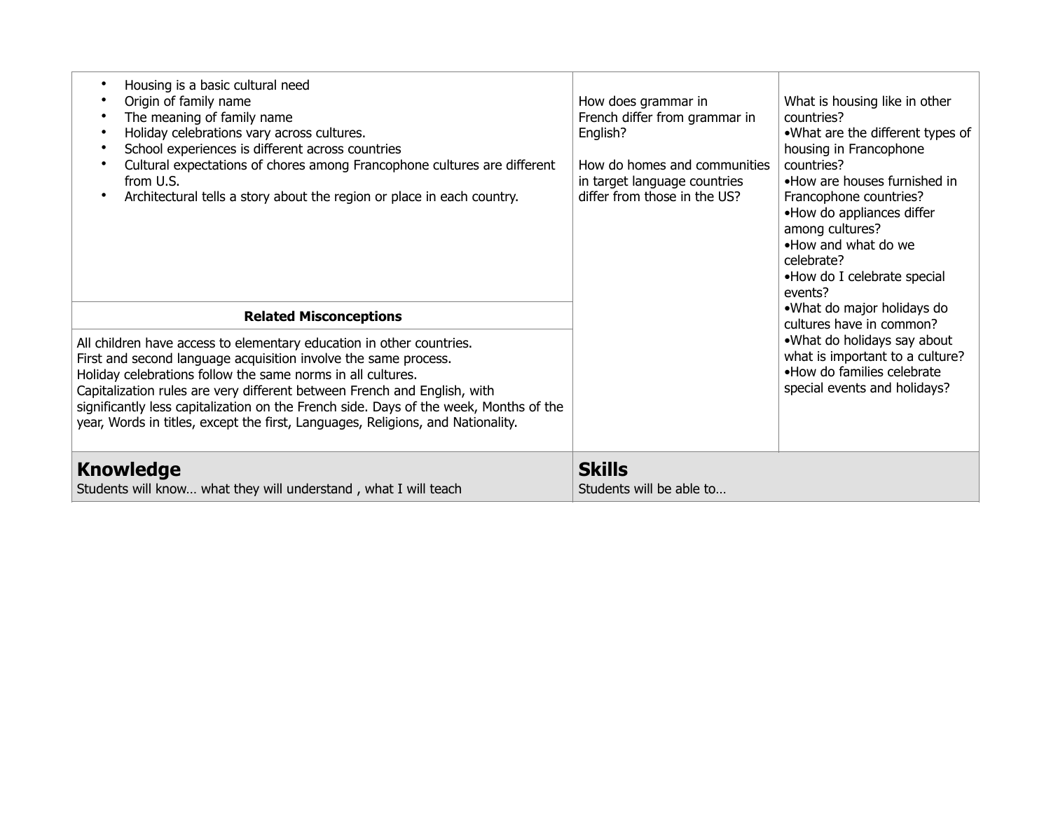| | | |
|---|---|---|
| • Housing is a basic cultural need<br>• Origin of family name<br>• The meaning of family name<br>• Holiday celebrations vary across cultures.<br>• School experiences is different across countries<br>• Cultural expectations of chores among Francophone cultures are different from U.S.<br>• Architectural tells a story about the region or place in each country. | How does grammar in French differ from grammar in English?<br><br>How do homes and communities in target language countries differ from those in the US? | What is housing like in other countries?<br>•What are the different types of housing in Francophone countries?<br>•How are houses furnished in Francophone countries?<br>•How do appliances differ among cultures?<br>•How and what do we celebrate?<br>•How do I celebrate special events?<br>•What do major holidays do cultures have in common?<br>•What do holidays say about what is important to a culture?<br>•How do families celebrate special events and holidays? |
| **Related Misconceptions** | | |
| All children have access to elementary education in other countries.<br>First and second language acquisition involve the same process.<br>Holiday celebrations follow the same norms in all cultures.<br>Capitalization rules are very different between French and English, with significantly less capitalization on the French side. Days of the week, Months of the year, Words in titles, except the first, Languages, Religions, and Nationality. | | |

| **Knowledge**<br>Students will know… what they will understand , what I will teach | **Skills**<br>Students will be able to… |
|---|---|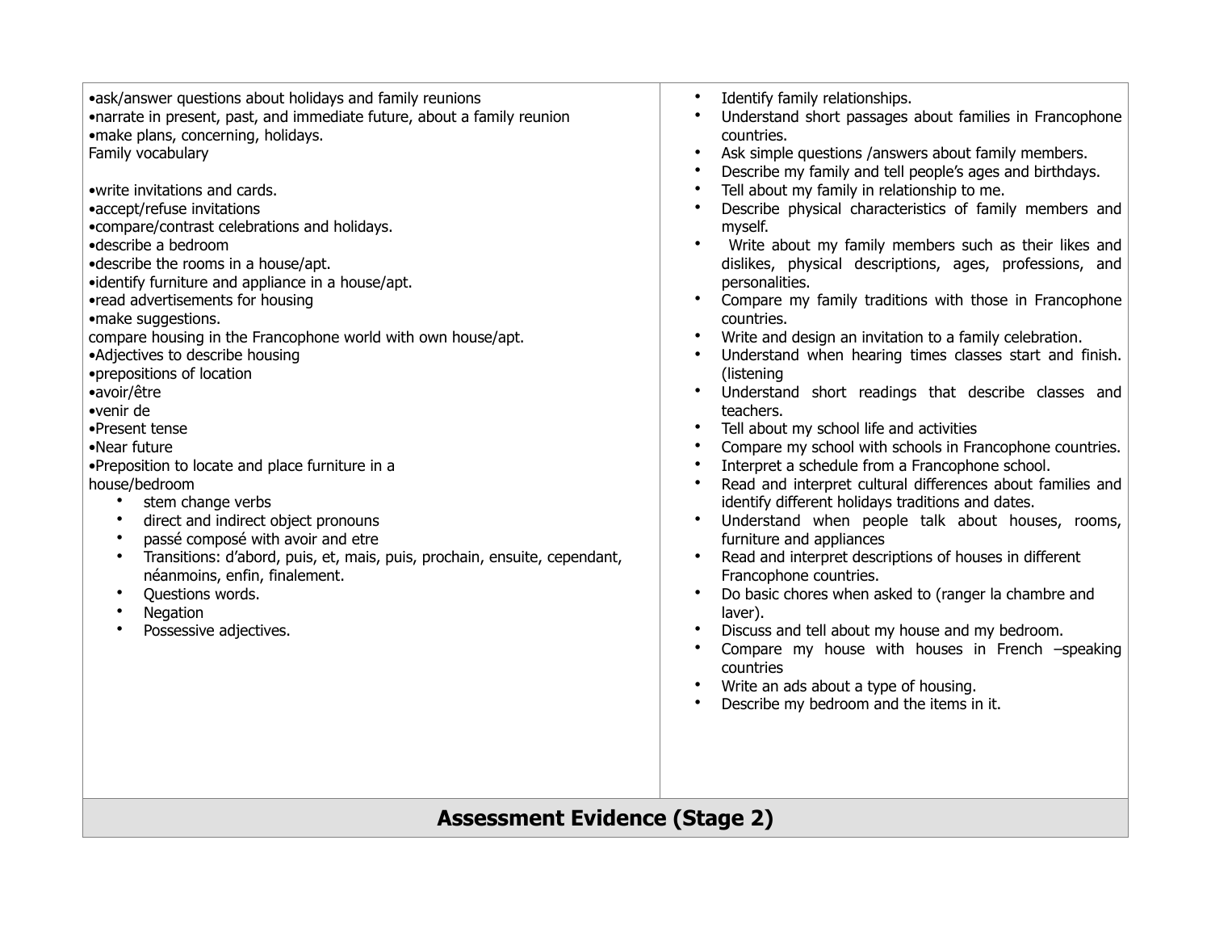| | |
|---|---|
| •ask/answer questions about holidays and family reunions<br>•narrate in present, past, and immediate future, about a family reunion<br>•make plans, concerning, holidays.<br>Family vocabulary<br><br>•write invitations and cards.<br>•accept/refuse invitations<br>•compare/contrast celebrations and holidays.<br>•describe a bedroom<br>•describe the rooms in a house/apt.<br>•identify furniture and appliance in a house/apt.<br>•read advertisements for housing<br>•make suggestions.<br>compare housing in the Francophone world with own house/apt.<br>•Adjectives to describe housing<br>•prepositions of location<br>•avoir/être<br>•venir de<br>•Present tense<br>•Near future<br>•Preposition to locate and place furniture in a house/bedroom<br>• stem change verbs<br>• direct and indirect object pronouns<br>• passé composé with avoir and etre<br>• Transitions: d'abord, puis, et, mais, puis, prochain, ensuite, cependant, néanmoins, enfin, finalement.<br>• Questions words.<br>• Negation<br>• Possessive adjectives. | • Identify family relationships.<br>• Understand short passages about families in Francophone countries.<br>• Ask simple questions /answers about family members.<br>• Describe my family and tell people's ages and birthdays.<br>• Tell about my family in relationship to me.<br>• Describe physical characteristics of family members and myself.<br>• Write about my family members such as their likes and dislikes, physical descriptions, ages, professions, and personalities.<br>• Compare my family traditions with those in Francophone countries.<br>• Write and design an invitation to a family celebration.<br>• Understand when hearing times classes start and finish. (listening<br>• Understand short readings that describe classes and teachers.<br>• Tell about my school life and activities<br>• Compare my school with schools in Francophone countries.<br>• Interpret a schedule from a Francophone school.<br>• Read and interpret cultural differences about families and identify different holidays traditions and dates.<br>• Understand when people talk about houses, rooms, furniture and appliances<br>• Read and interpret descriptions of houses in different Francophone countries.<br>• Do basic chores when asked to (ranger la chambre and laver).<br>• Discuss and tell about my house and my bedroom.<br>• Compare my house with houses in French –speaking countries<br>• Write an ads about a type of housing.<br>• Describe my bedroom and the items in it. |
| **Assessment Evidence (Stage 2)** | |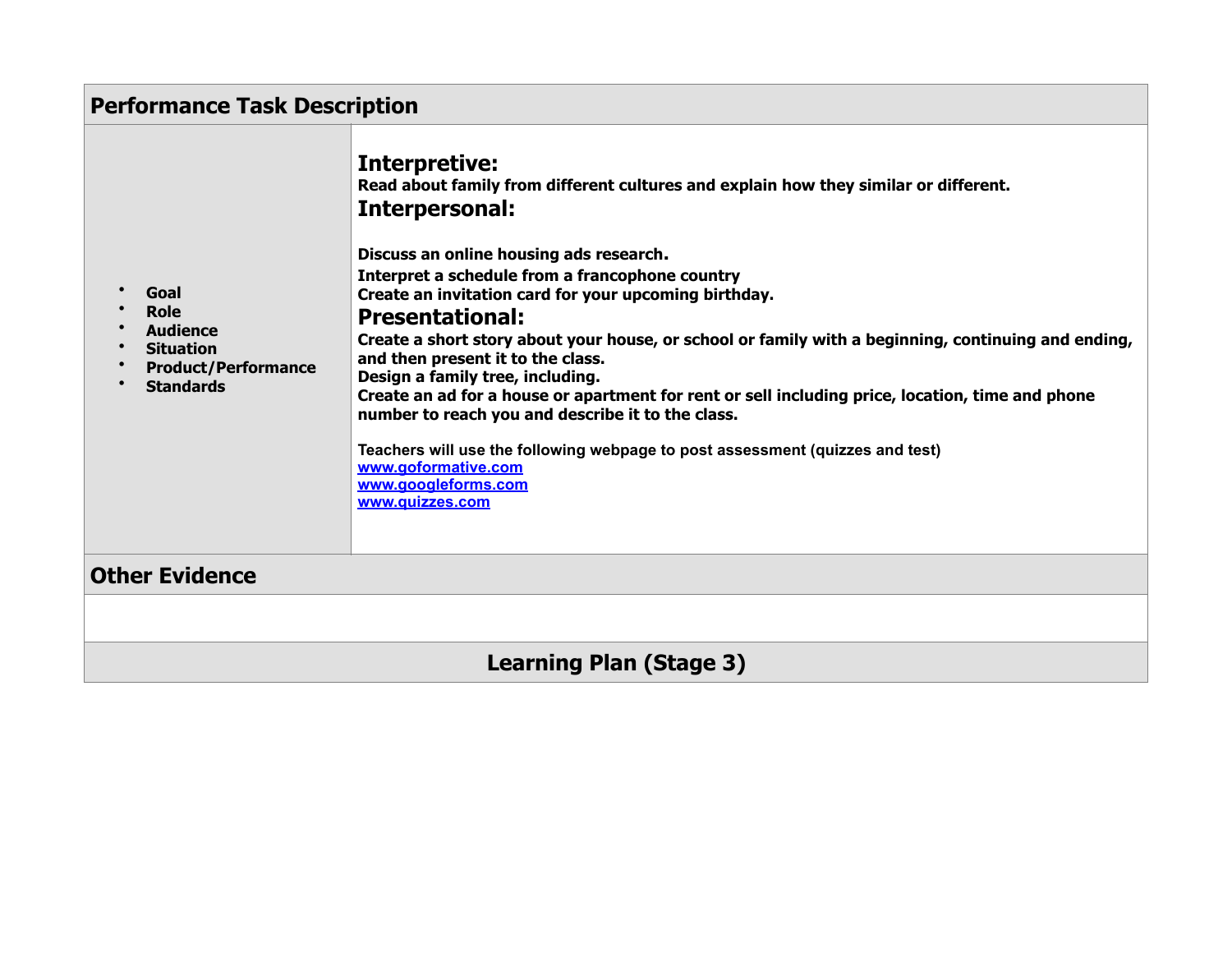| Performance Task Description | |
|---|---|
| • **Goal**<br>• **Role**<br>• **Audience**<br>• **Situation**<br>• **Product/Performance**<br>• **Standards** | **Interpretive:**<br>**Read about family from different cultures and explain how they similar or different.**<br>**Interpersonal:**<br><br>**Discuss an online housing ads research.**<br>**Interpret a schedule from a francophone country**<br>**Create an invitation card for your upcoming birthday.**<br>**Presentational:**<br>**Create a short story about your house, or school or family with a beginning, continuing and ending, and then present it to the class.**<br>**Design a family tree, including.**<br>**Create an ad for a house or apartment for rent or sell including price, location, time and phone number to reach you and describe it to the class.**<br><br>**Teachers will use the following webpage to post assessment (quizzes and test)**<br>[www.goformative.com](www.goformative.com)<br>[www.googleforms.com](www.googleforms.com)<br>[www.quizzes.com](www.quizzes.com) |
| **Other Evidence** | |
| | |
| **Learning Plan (Stage 3)** | |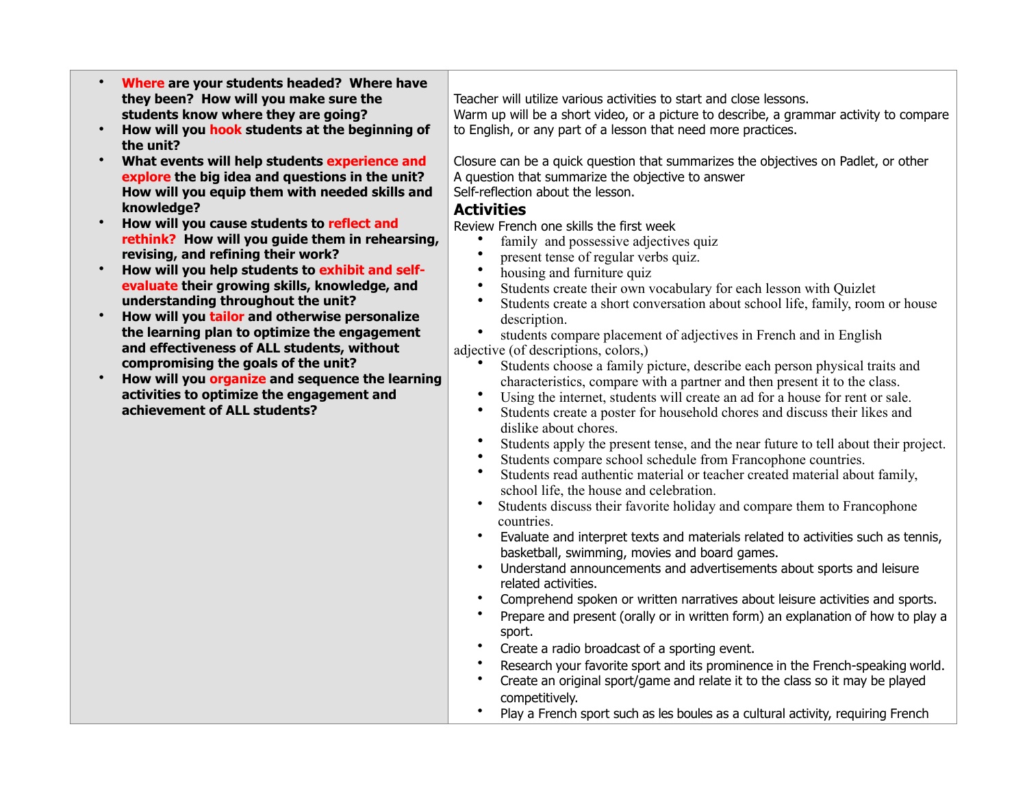| | |
|---|---|
| • **Where are your students headed? Where have they been? How will you make sure the students know where they are going?**<br>• **How will you hook students at the beginning of the unit?**<br>• **What events will help students experience and explore the big idea and questions in the unit? How will you equip them with needed skills and knowledge?**<br>• **How will you cause students to reflect and rethink? How will you guide them in rehearsing, revising, and refining their work?**<br>• **How will you help students to exhibit and self-evaluate their growing skills, knowledge, and understanding throughout the unit?**<br>• **How will you tailor and otherwise personalize the learning plan to optimize the engagement and effectiveness of ALL students, without compromising the goals of the unit?**<br>• **How will you organize and sequence the learning activities to optimize the engagement and achievement of ALL students?** | Teacher will utilize various activities to start and close lessons.<br>Warm up will be a short video, or a picture to describe, a grammar activity to compare to English, or any part of a lesson that need more practices.<br><br>Closure can be a quick question that summarizes the objectives on Padlet, or other<br>A question that summarize the objective to answer<br>Self-reflection about the lesson.<br>**Activities**<br>Review French one skills the first week<br>• family and possessive adjectives quiz<br>• present tense of regular verbs quiz.<br>• housing and furniture quiz<br>• Students create their own vocabulary for each lesson with Quizlet<br>• Students create a short conversation about school life, family, room or house description.<br>• students compare placement of adjectives in French and in English<br>adjective (of descriptions, colors,)<br>• Students choose a family picture, describe each person physical traits and characteristics, compare with a partner and then present it to the class.<br>• Using the internet, students will create an ad for a house for rent or sale.<br>• Students create a poster for household chores and discuss their likes and dislike about chores.<br>• Students apply the present tense, and the near future to tell about their project.<br>• Students compare school schedule from Francophone countries.<br>• Students read authentic material or teacher created material about family, school life, the house and celebration.<br>• Students discuss their favorite holiday and compare them to Francophone countries.<br>• Evaluate and interpret texts and materials related to activities such as tennis, basketball, swimming, movies and board games.<br>• Understand announcements and advertisements about sports and leisure related activities.<br>• Comprehend spoken or written narratives about leisure activities and sports.<br>• Prepare and present (orally or in written form) an explanation of how to play a sport.<br>• Create a radio broadcast of a sporting event.<br>• Research your favorite sport and its prominence in the French-speaking world.<br>• Create an original sport/game and relate it to the class so it may be played competitively.<br>• Play a French sport such as les boules as a cultural activity, requiring French |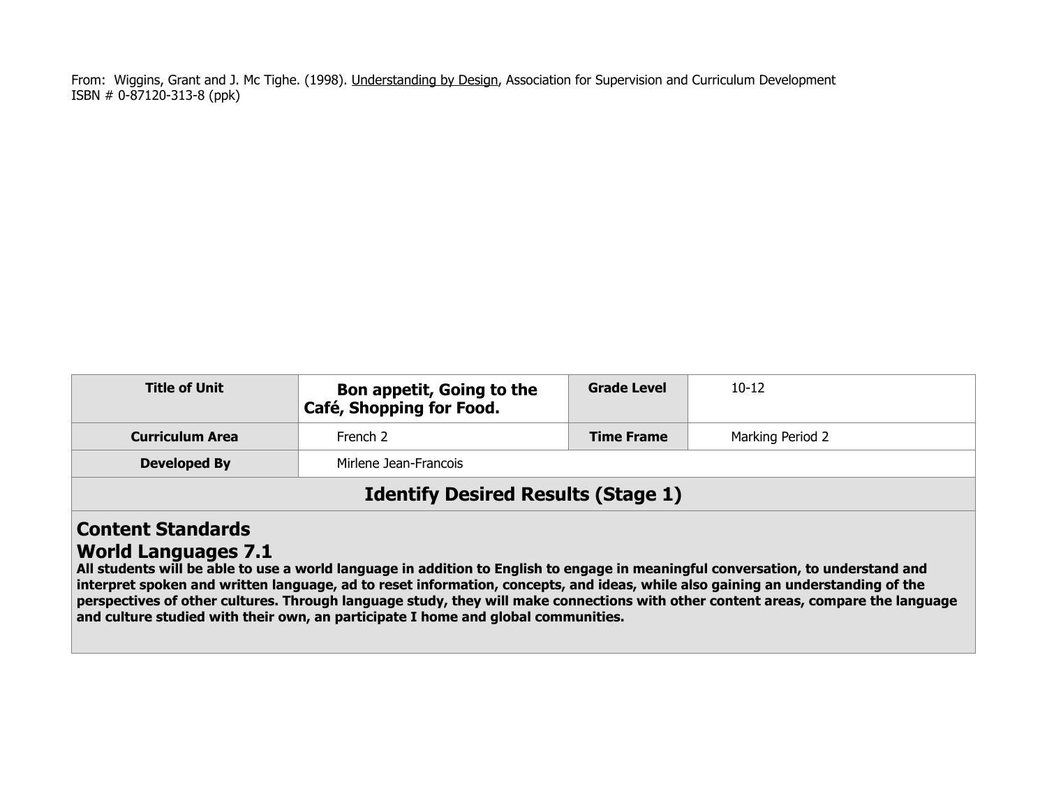From: Wiggins, Grant and J. Mc Tighe. (1998). Understanding by Design, Association for Supervision and Curriculum Development
ISBN # 0-87120-313-8 (ppk)

| **Title of Unit** | **Bon appetit, Going to the Café, Shopping for Food.** | **Grade Level** | 10-12 |
|---|---|---|---|
| **Curriculum Area** | French 2 | **Time Frame** | Marking Period 2 |
| **Developed By** | Mirlene Jean-Francois | | |

## Identify Desired Results (Stage 1)

### Content Standards

### World Languages 7.1

**All students will be able to use a world language in addition to English to engage in meaningful conversation, to understand and interpret spoken and written language, ad to reset information, concepts, and ideas, while also gaining an understanding of the perspectives of other cultures. Through language study, they will make connections with other content areas, compare the language and culture studied with their own, an participate I home and global communities.**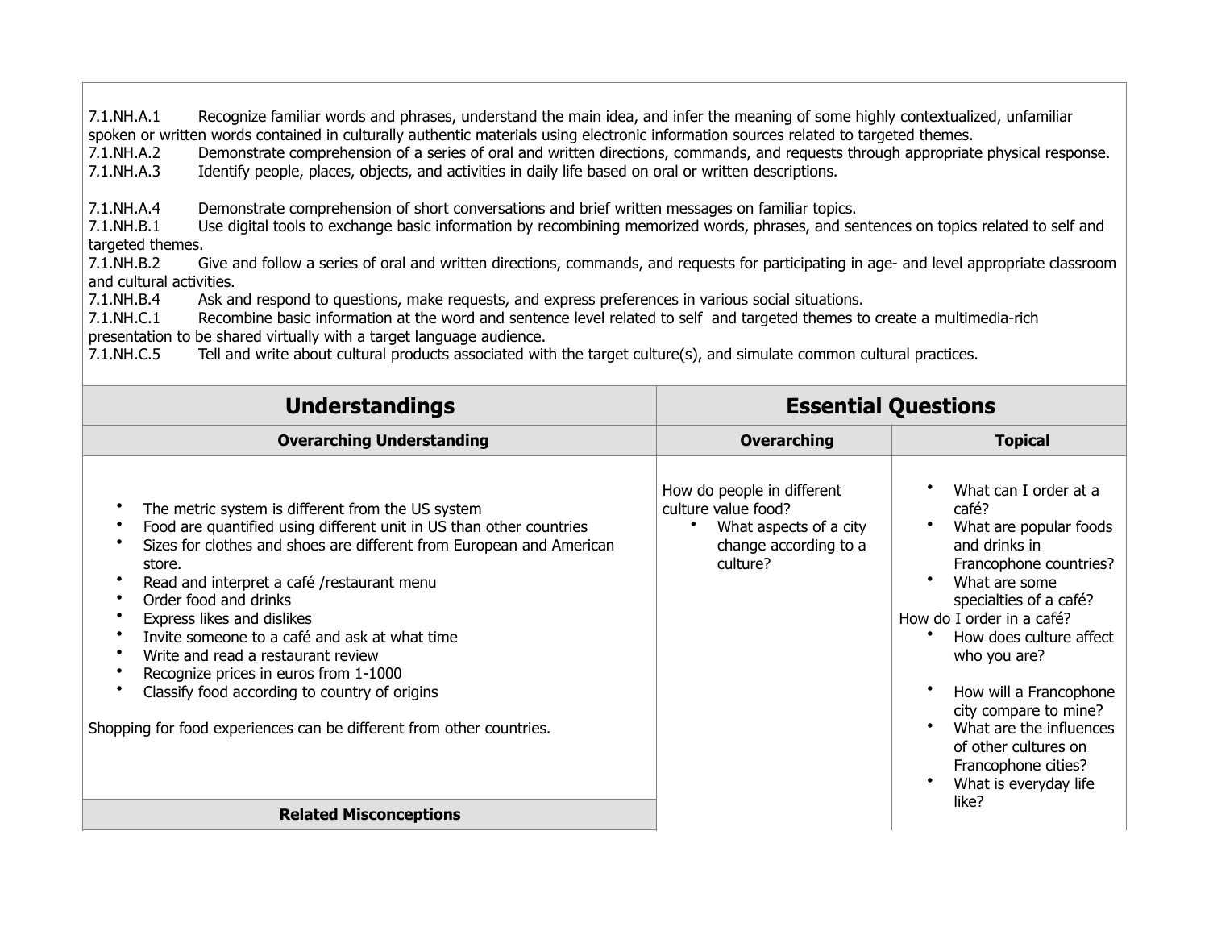7.1.NH.A.1 Recognize familiar words and phrases, understand the main idea, and infer the meaning of some highly contextualized, unfamiliar spoken or written words contained in culturally authentic materials using electronic information sources related to targeted themes.
7.1.NH.A.2 Demonstrate comprehension of a series of oral and written directions, commands, and requests through appropriate physical response.
7.1.NH.A.3 Identify people, places, objects, and activities in daily life based on oral or written descriptions.

7.1.NH.A.4 Demonstrate comprehension of short conversations and brief written messages on familiar topics.
7.1.NH.B.1 Use digital tools to exchange basic information by recombining memorized words, phrases, and sentences on topics related to self and targeted themes.
7.1.NH.B.2 Give and follow a series of oral and written directions, commands, and requests for participating in age- and level appropriate classroom and cultural activities.
7.1.NH.B.4 Ask and respond to questions, make requests, and express preferences in various social situations.
7.1.NH.C.1 Recombine basic information at the word and sentence level related to self and targeted themes to create a multimedia-rich presentation to be shared virtually with a target language audience.
7.1.NH.C.5 Tell and write about cultural products associated with the target culture(s), and simulate common cultural practices.

| **Understandings** | **Essential Questions** | |
|---|---|---|
| **Overarching Understanding** | **Overarching** | **Topical** |
| • The metric system is different from the US system<br>• Food are quantified using different unit in US than other countries<br>• Sizes for clothes and shoes are different from European and American store.<br>• Read and interpret a café /restaurant menu<br>• Order food and drinks<br>• Express likes and dislikes<br>• Invite someone to a café and ask at what time<br>• Write and read a restaurant review<br>• Recognize prices in euros from 1-1000<br>• Classify food according to country of origins<br><br>Shopping for food experiences can be different from other countries. | How do people in different culture value food?<br>• What aspects of a city change according to a culture? | • What can I order at a café?<br>• What are popular foods and drinks in Francophone countries?<br>• What are some specialties of a café?<br>How do I order in a café?<br>• How does culture affect who you are?<br><br>• How will a Francophone city compare to mine?<br>• What are the influences of other cultures on Francophone cities?<br>• What is everyday life like? |
| **Related Misconceptions** | | |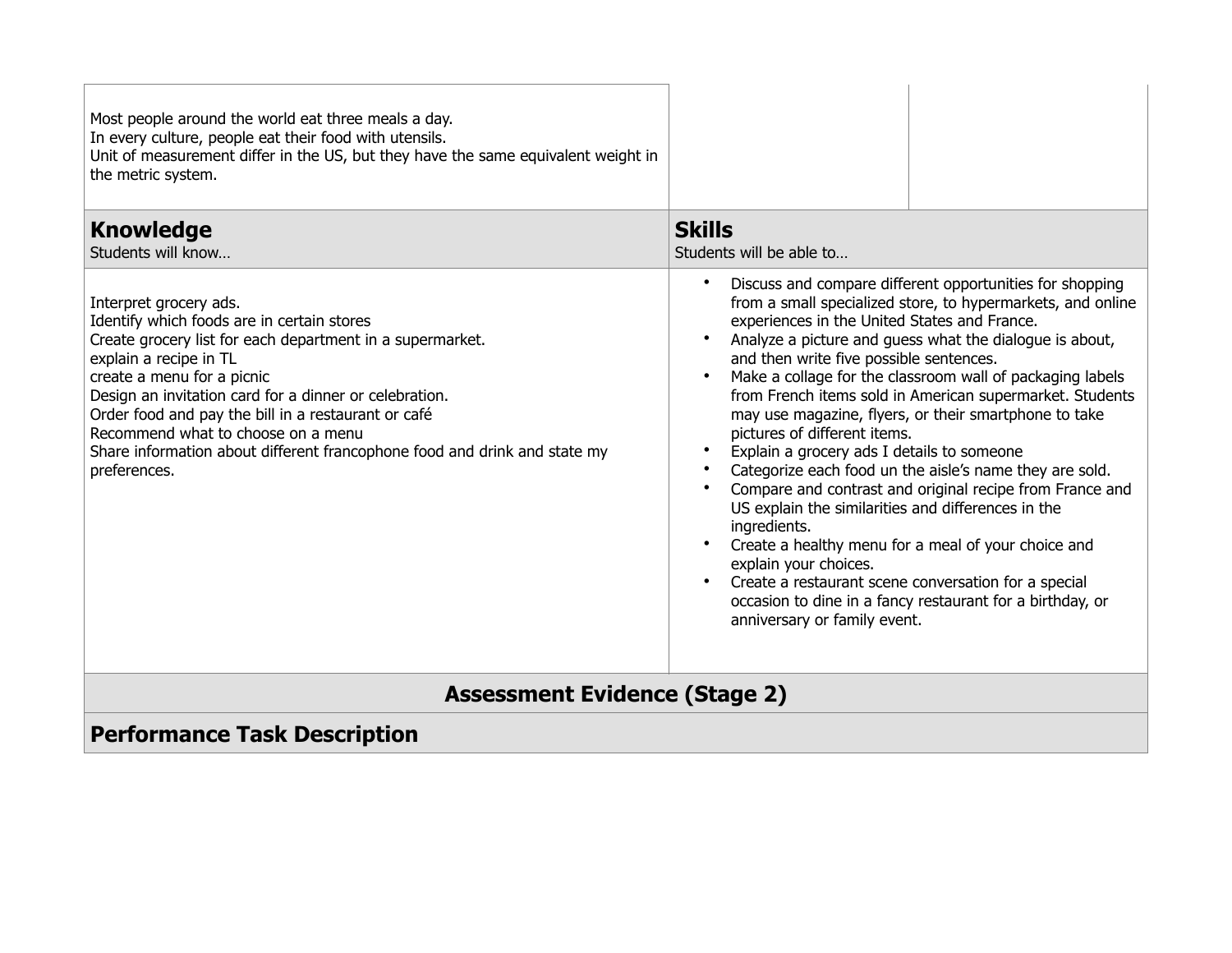| | | |
|---|---|---|
| Most people around the world eat three meals a day.<br>In every culture, people eat their food with utensils.<br>Unit of measurement differ in the US, but they have the same equivalent weight in the metric system. | | |

| **Knowledge**<br>Students will know… | **Skills**<br>Students will be able to… |
|---|---|
| Interpret grocery ads.<br>Identify which foods are in certain stores<br>Create grocery list for each department in a supermarket.<br>explain a recipe in TL<br>create a menu for a picnic<br>Design an invitation card for a dinner or celebration.<br>Order food and pay the bill in a restaurant or café<br>Recommend what to choose on a menu<br>Share information about different francophone food and drink and state my preferences. | • Discuss and compare different opportunities for shopping from a small specialized store, to hypermarkets, and online experiences in the United States and France.<br>• Analyze a picture and guess what the dialogue is about, and then write five possible sentences.<br>• Make a collage for the classroom wall of packaging labels from French items sold in American supermarket. Students may use magazine, flyers, or their smartphone to take pictures of different items.<br>• Explain a grocery ads I details to someone<br>• Categorize each food un the aisle's name they are sold.<br>• Compare and contrast and original recipe from France and US explain the similarities and differences in the ingredients.<br>• Create a healthy menu for a meal of your choice and explain your choices.<br>• Create a restaurant scene conversation for a special occasion to dine in a fancy restaurant for a birthday, or anniversary or family event. |

## Assessment Evidence (Stage 2)

### Performance Task Description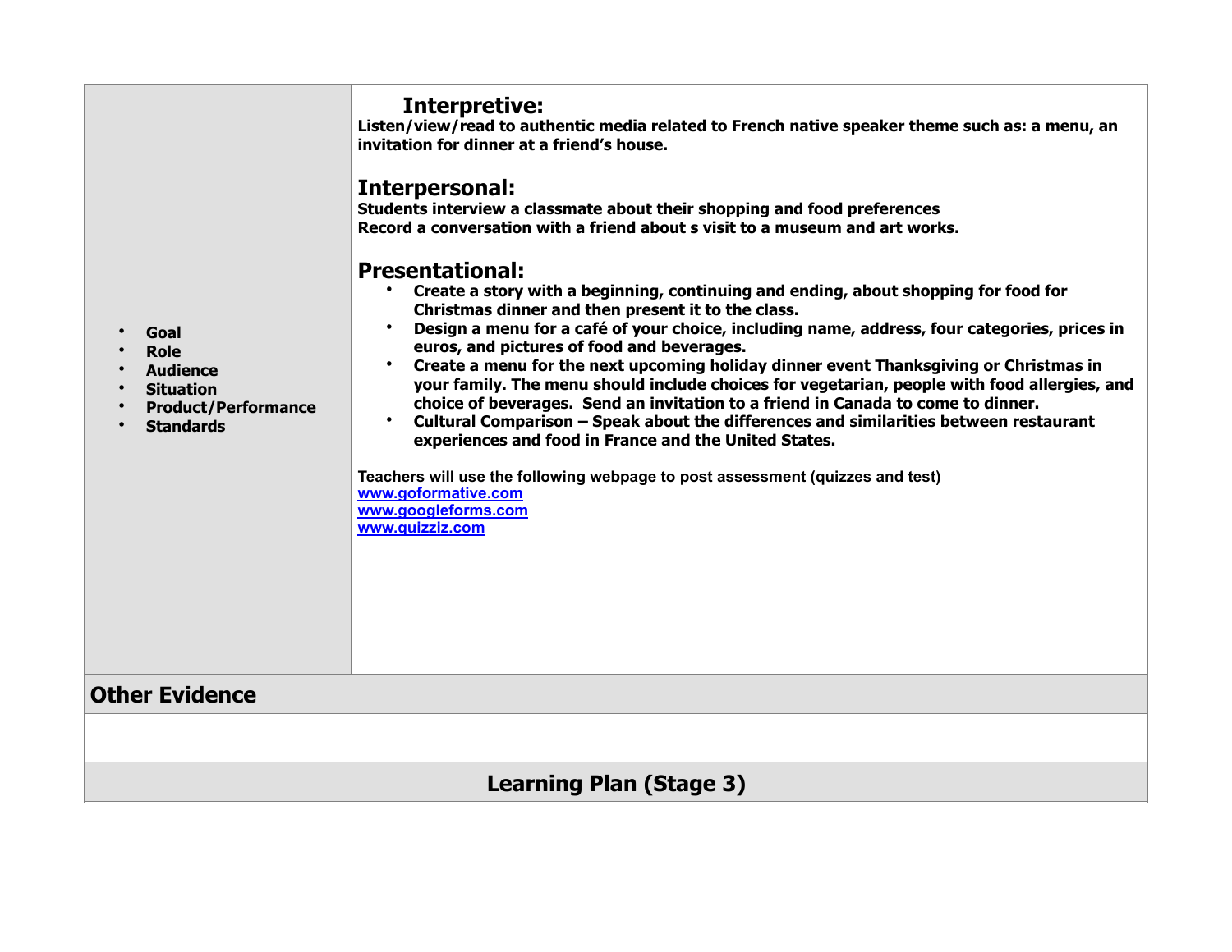| | |
|---|---|
| • **Goal**<br>• **Role**<br>• **Audience**<br>• **Situation**<br>• **Product/Performance**<br>• **Standards** | **Interpretive:**<br>**Listen/view/read to authentic media related to French native speaker theme such as: a menu, an invitation for dinner at a friend's house.**<br><br>**Interpersonal:**<br>**Students interview a classmate about their shopping and food preferences**<br>**Record a conversation with a friend about s visit to a museum and art works.**<br><br>**Presentational:**<br>• **Create a story with a beginning, continuing and ending, about shopping for food for Christmas dinner and then present it to the class.**<br>• **Design a menu for a café of your choice, including name, address, four categories, prices in euros, and pictures of food and beverages.**<br>• **Create a menu for the next upcoming holiday dinner event Thanksgiving or Christmas in your family. The menu should include choices for vegetarian, people with food allergies, and choice of beverages. Send an invitation to a friend in Canada to come to dinner.**<br>• **Cultural Comparison – Speak about the differences and similarities between restaurant experiences and food in France and the United States.**<br><br>**Teachers will use the following webpage to post assessment (quizzes and test)**<br>[www.goformative.com](http://www.goformative.com)<br>[www.googleforms.com](http://www.googleforms.com)<br>[www.quizziz.com](http://www.quizziz.com) |

## Other Evidence

## Learning Plan (Stage 3)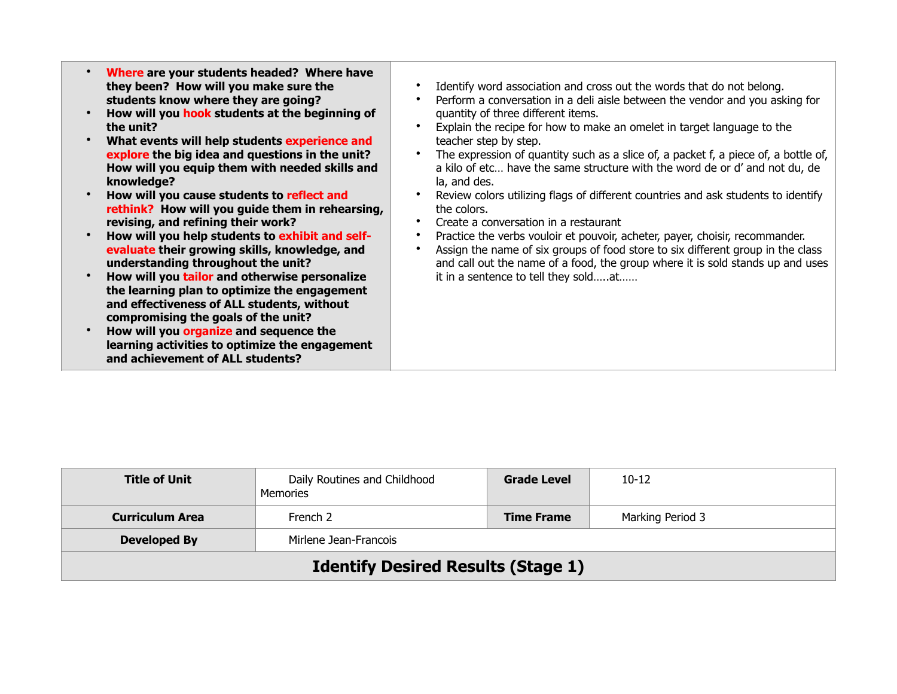| | |
|---|---|
| <ul><li>**Where are your students headed? Where have they been? How will you make sure the students know where they are going?**</li><li>**How will you hook students at the beginning of the unit?**</li><li>**What events will help students experience and explore the big idea and questions in the unit? How will you equip them with needed skills and knowledge?**</li><li>**How will you cause students to reflect and rethink? How will you guide them in rehearsing, revising, and refining their work?**</li><li>**How will you help students to exhibit and self-evaluate their growing skills, knowledge, and understanding throughout the unit?**</li><li>**How will you tailor and otherwise personalize the learning plan to optimize the engagement and effectiveness of ALL students, without compromising the goals of the unit?**</li><li>**How will you organize and sequence the learning activities to optimize the engagement and achievement of ALL students?**</li></ul> | <ul><li>Identify word association and cross out the words that do not belong.</li><li>Perform a conversation in a deli aisle between the vendor and you asking for quantity of three different items.</li><li>Explain the recipe for how to make an omelet in target language to the teacher step by step.</li><li>The expression of quantity such as a slice of, a packet f, a piece of, a bottle of, a kilo of etc… have the same structure with the word de or d' and not du, de la, and des.</li><li>Review colors utilizing flags of different countries and ask students to identify the colors.</li><li>Create a conversation in a restaurant</li><li>Practice the verbs vouloir et pouvoir, acheter, payer, choisir, recommander.</li><li>Assign the name of six groups of food store to six different group in the class and call out the name of a food, the group where it is sold stands up and uses it in a sentence to tell they sold…..at……</li></ul> |

| **Title of Unit** | Daily Routines and Childhood Memories | **Grade Level** | 10-12 |
|---|---|---|---|
| **Curriculum Area** | French 2 | **Time Frame** | Marking Period 3 |
| **Developed By** | Mirlene Jean-Francois | | |

## Identify Desired Results (Stage 1)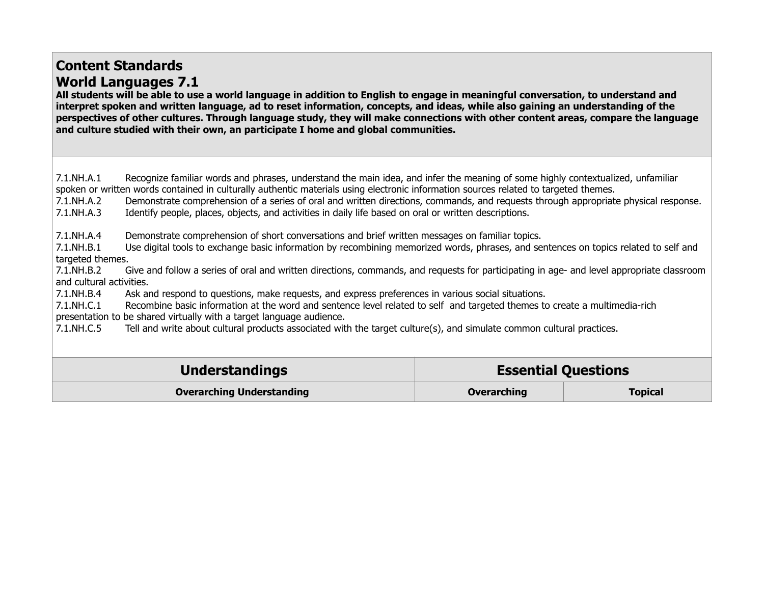## Content Standards

## World Languages 7.1

**All students will be able to use a world language in addition to English to engage in meaningful conversation, to understand and interpret spoken and written language, ad to reset information, concepts, and ideas, while also gaining an understanding of the perspectives of other cultures. Through language study, they will make connections with other content areas, compare the language and culture studied with their own, an participate I home and global communities.**

7.1.NH.A.1 Recognize familiar words and phrases, understand the main idea, and infer the meaning of some highly contextualized, unfamiliar spoken or written words contained in culturally authentic materials using electronic information sources related to targeted themes.
7.1.NH.A.2 Demonstrate comprehension of a series of oral and written directions, commands, and requests through appropriate physical response.
7.1.NH.A.3 Identify people, places, objects, and activities in daily life based on oral or written descriptions.

7.1.NH.A.4 Demonstrate comprehension of short conversations and brief written messages on familiar topics.
7.1.NH.B.1 Use digital tools to exchange basic information by recombining memorized words, phrases, and sentences on topics related to self and targeted themes.
7.1.NH.B.2 Give and follow a series of oral and written directions, commands, and requests for participating in age- and level appropriate classroom and cultural activities.
7.1.NH.B.4 Ask and respond to questions, make requests, and express preferences in various social situations.
7.1.NH.C.1 Recombine basic information at the word and sentence level related to self and targeted themes to create a multimedia-rich presentation to be shared virtually with a target language audience.
7.1.NH.C.5 Tell and write about cultural products associated with the target culture(s), and simulate common cultural practices.

| Understandings | Essential Questions | |
|---|---|---|
| **Overarching Understanding** | **Overarching** | **Topical** |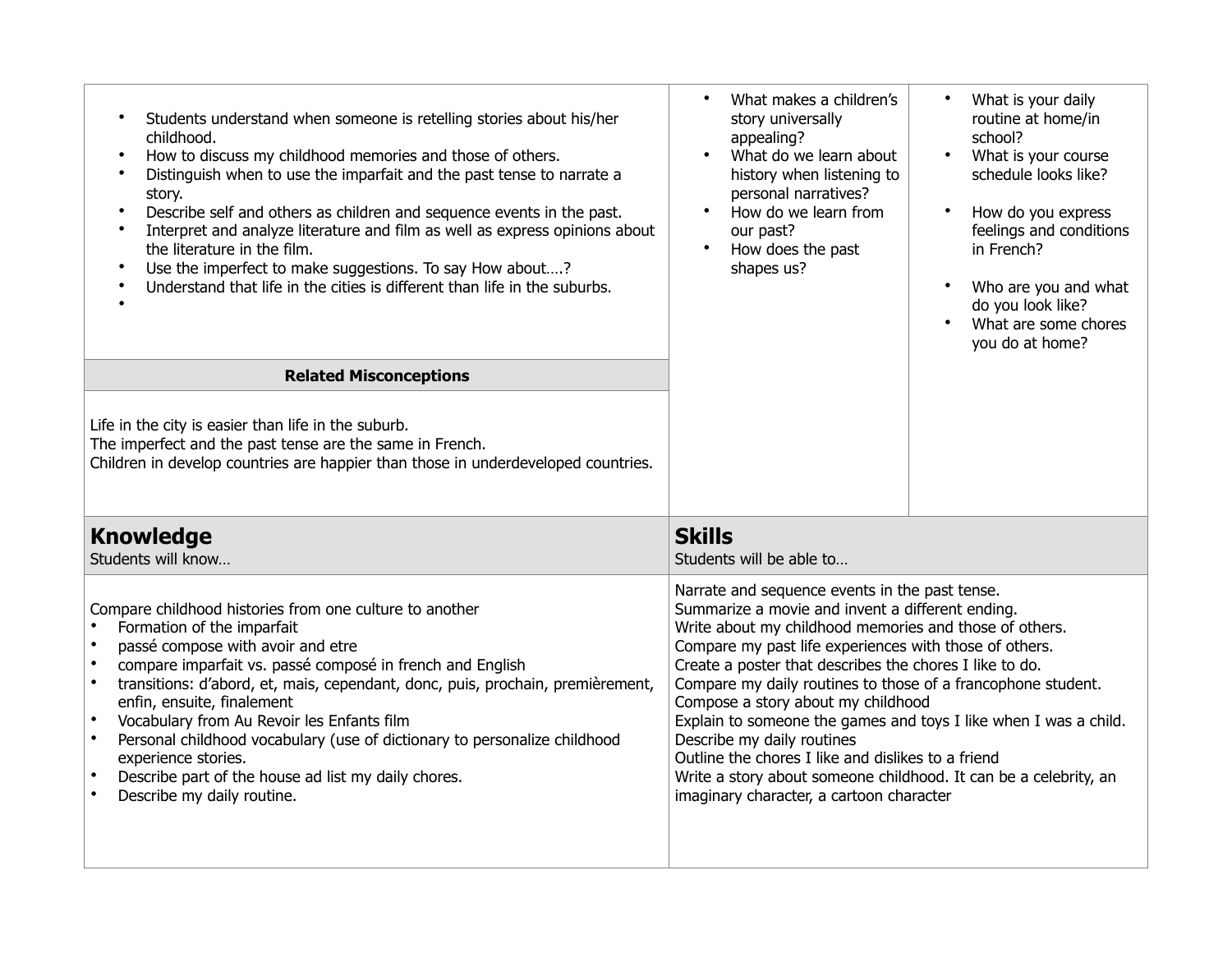- Students understand when someone is retelling stories about his/her childhood.
- How to discuss my childhood memories and those of others.
- Distinguish when to use the imparfait and the past tense to narrate a story.
- Describe self and others as children and sequence events in the past.
- Interpret and analyze literature and film as well as express opinions about the literature in the film.
- Use the imperfect to make suggestions. To say How about….?
- Understand that life in the cities is different than life in the suburbs.
-

**Related Misconceptions**

Life in the city is easier than life in the suburb.
The imperfect and the past tense are the same in French.
Children in develop countries are happier than those in underdeveloped countries.

- What makes a children's story universally appealing?
- What do we learn about history when listening to personal narratives?
- How do we learn from our past?
- How does the past shapes us?

- What is your daily routine at home/in school?
- What is your course schedule looks like?

- How do you express feelings and conditions in French?

- Who are you and what do you look like?
- What are some chores you do at home?

| **Knowledge**<br>Students will know… | **Skills**<br>Students will be able to… |
|---|---|
| Compare childhood histories from one culture to another<br>• Formation of the imparfait<br>• passé compose with avoir and etre<br>• compare imparfait vs. passé composé in french and English<br>• transitions: d'abord, et, mais, cependant, donc, puis, prochain, premièrement, enfin, ensuite, finalement<br>• Vocabulary from Au Revoir les Enfants film<br>• Personal childhood vocabulary (use of dictionary to personalize childhood experience stories.<br>• Describe part of the house ad list my daily chores.<br>• Describe my daily routine. | Narrate and sequence events in the past tense.<br>Summarize a movie and invent a different ending.<br>Write about my childhood memories and those of others.<br>Compare my past life experiences with those of others.<br>Create a poster that describes the chores I like to do.<br>Compare my daily routines to those of a francophone student.<br>Compose a story about my childhood<br>Explain to someone the games and toys I like when I was a child.<br>Describe my daily routines<br>Outline the chores I like and dislikes to a friend<br>Write a story about someone childhood. It can be a celebrity, an imaginary character, a cartoon character |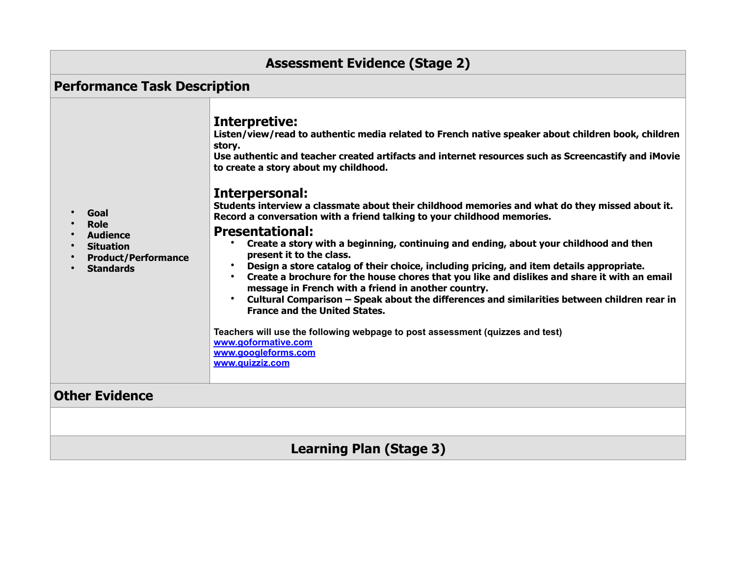| Assessment Evidence (Stage 2) | |
|---|---|
| **Performance Task Description** | |
| • **Goal**<br>• **Role**<br>• **Audience**<br>• **Situation**<br>• **Product/Performance**<br>• **Standards** | **Interpretive:**<br>**Listen/view/read to authentic media related to French native speaker about children book, children story.**<br>**Use authentic and teacher created artifacts and internet resources such as Screencastify and iMovie to create a story about my childhood.**<br><br>**Interpersonal:**<br>**Students interview a classmate about their childhood memories and what do they missed about it.**<br>**Record a conversation with a friend talking to your childhood memories.**<br><br>**Presentational:**<br>• **Create a story with a beginning, continuing and ending, about your childhood and then present it to the class.**<br>• **Design a store catalog of their choice, including pricing, and item details appropriate.**<br>• **Create a brochure for the house chores that you like and dislikes and share it with an email message in French with a friend in another country.**<br>• **Cultural Comparison – Speak about the differences and similarities between children rear in France and the United States.**<br><br>**Teachers will use the following webpage to post assessment (quizzes and test)**<br>**[www.goformative.com](www.goformative.com)**<br>**[www.googleforms.com](www.googleforms.com)**<br>**[www.quizziz.com](www.quizziz.com)** |
| **Other Evidence** | |
| | |
| **Learning Plan (Stage 3)** | |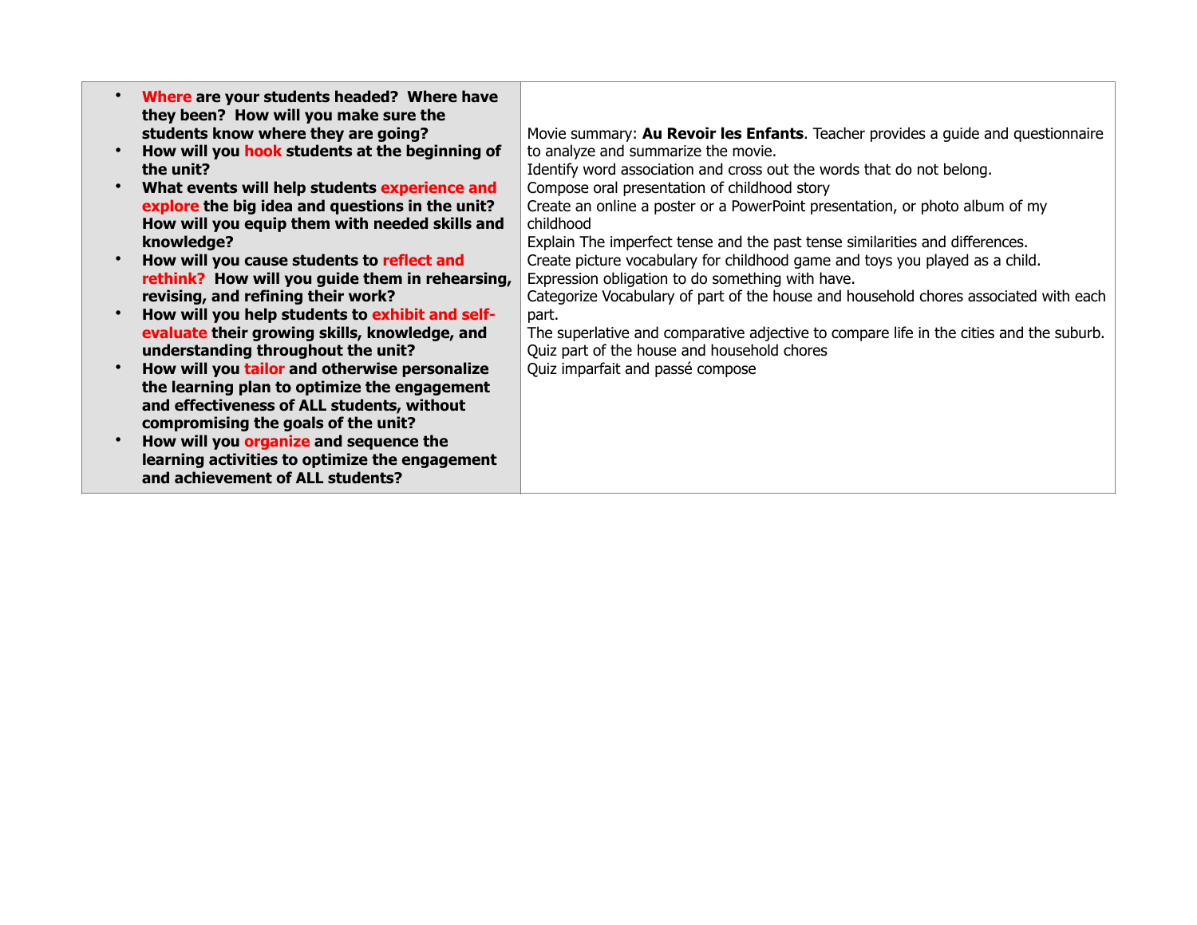| | |
|---|---|
| • **Where are your students headed? Where have they been? How will you make sure the students know where they are going?**<br>• **How will you hook students at the beginning of the unit?**<br>• **What events will help students experience and explore the big idea and questions in the unit? How will you equip them with needed skills and knowledge?**<br>• **How will you cause students to reflect and rethink? How will you guide them in rehearsing, revising, and refining their work?**<br>• **How will you help students to exhibit and self-evaluate their growing skills, knowledge, and understanding throughout the unit?**<br>• **How will you tailor and otherwise personalize the learning plan to optimize the engagement and effectiveness of ALL students, without compromising the goals of the unit?**<br>• **How will you organize and sequence the learning activities to optimize the engagement and achievement of ALL students?** | Movie summary: **Au Revoir les Enfants**. Teacher provides a guide and questionnaire to analyze and summarize the movie.<br>Identify word association and cross out the words that do not belong.<br>Compose oral presentation of childhood story<br>Create an online a poster or a PowerPoint presentation, or photo album of my childhood<br>Explain The imperfect tense and the past tense similarities and differences.<br>Create picture vocabulary for childhood game and toys you played as a child.<br>Expression obligation to do something with have.<br>Categorize Vocabulary of part of the house and household chores associated with each part.<br>The superlative and comparative adjective to compare life in the cities and the suburb.<br>Quiz part of the house and household chores<br>Quiz imparfait and passé compose |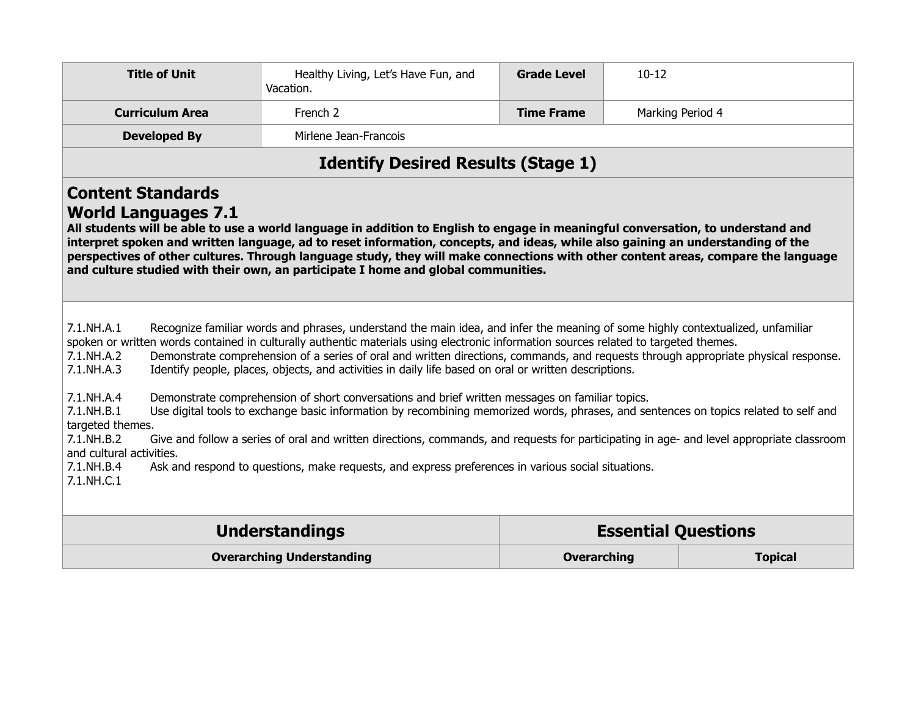| Title of Unit | Healthy Living, Let's Have Fun, and Vacation. | Grade Level | 10-12 |
|---|---|---|---|
| Curriculum Area | French 2 | Time Frame | Marking Period 4 |
| Developed By | Mirlene Jean-Francois | | |

## Identify Desired Results (Stage 1)

## Content Standards

## World Languages 7.1

**All students will be able to use a world language in addition to English to engage in meaningful conversation, to understand and interpret spoken and written language, ad to reset information, concepts, and ideas, while also gaining an understanding of the perspectives of other cultures. Through language study, they will make connections with other content areas, compare the language and culture studied with their own, an participate I home and global communities.**

7.1.NH.A.1 Recognize familiar words and phrases, understand the main idea, and infer the meaning of some highly contextualized, unfamiliar spoken or written words contained in culturally authentic materials using electronic information sources related to targeted themes.
7.1.NH.A.2 Demonstrate comprehension of a series of oral and written directions, commands, and requests through appropriate physical response.
7.1.NH.A.3 Identify people, places, objects, and activities in daily life based on oral or written descriptions.

7.1.NH.A.4 Demonstrate comprehension of short conversations and brief written messages on familiar topics.
7.1.NH.B.1 Use digital tools to exchange basic information by recombining memorized words, phrases, and sentences on topics related to self and targeted themes.
7.1.NH.B.2 Give and follow a series of oral and written directions, commands, and requests for participating in age- and level appropriate classroom and cultural activities.
7.1.NH.B.4 Ask and respond to questions, make requests, and express preferences in various social situations.
7.1.NH.C.1

| Understandings | Essential Questions | |
|---|---|---|
| **Overarching Understanding** | **Overarching** | **Topical** |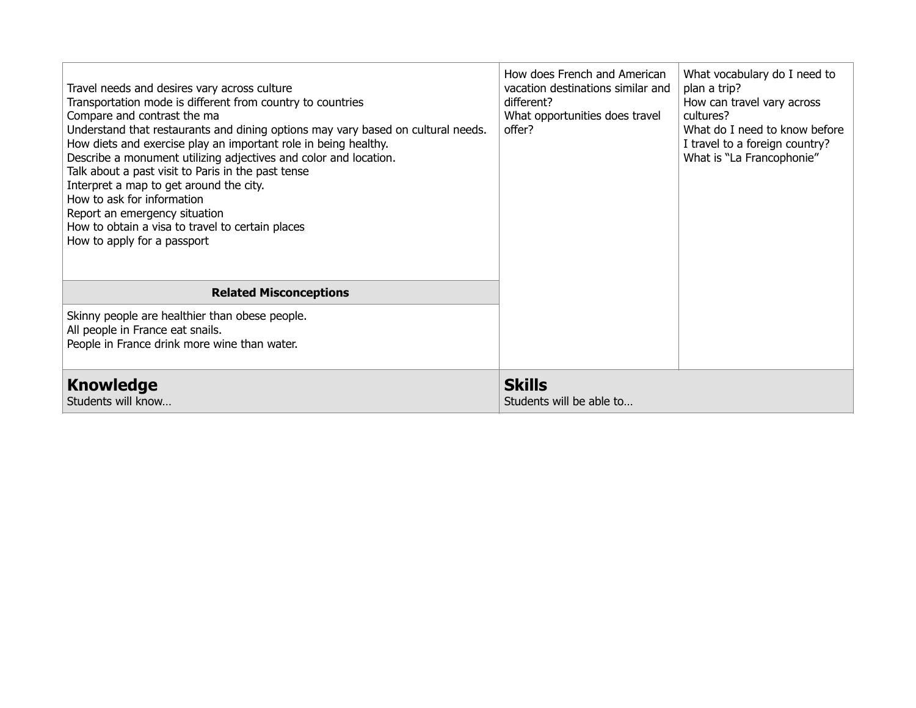| | | |
|---|---|---|
| Travel needs and desires vary across culture<br>Transportation mode is different from country to countries<br>Compare and contrast the ma<br>Understand that restaurants and dining options may vary based on cultural needs.<br>How diets and exercise play an important role in being healthy.<br>Describe a monument utilizing adjectives and color and location.<br>Talk about a past visit to Paris in the past tense<br>Interpret a map to get around the city.<br>How to ask for information<br>Report an emergency situation<br>How to obtain a visa to travel to certain places<br>How to apply for a passport | How does French and American vacation destinations similar and different?<br>What opportunities does travel offer? | What vocabulary do I need to plan a trip?<br>How can travel vary across cultures?<br>What do I need to know before I travel to a foreign country?<br>What is "La Francophonie" |
| **Related Misconceptions** | | |
| Skinny people are healthier than obese people.<br>All people in France eat snails.<br>People in France drink more wine than water. | | |
| **Knowledge**<br>Students will know… | **Skills**<br>Students will be able to… | |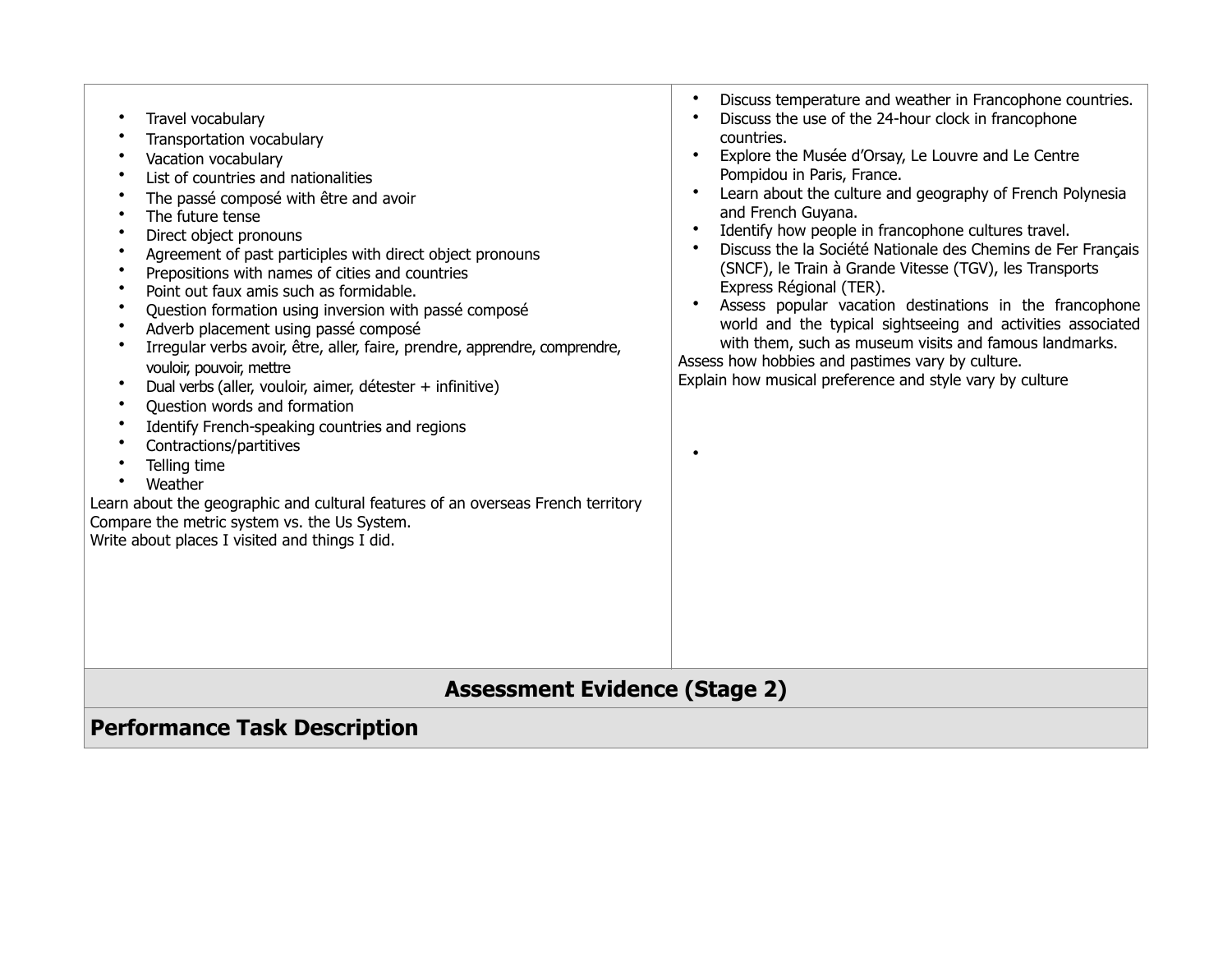| | |
|---|---|
| • Travel vocabulary<br>• Transportation vocabulary<br>• Vacation vocabulary<br>• List of countries and nationalities<br>• The passé composé with être and avoir<br>• The future tense<br>• Direct object pronouns<br>• Agreement of past participles with direct object pronouns<br>• Prepositions with names of cities and countries<br>• Point out faux amis such as formidable.<br>• Question formation using inversion with passé composé<br>• Adverb placement using passé composé<br>• Irregular verbs avoir, être, aller, faire, prendre, apprendre, comprendre, vouloir, pouvoir, mettre<br>• Dual verbs (aller, vouloir, aimer, détester + infinitive)<br>• Question words and formation<br>• Identify French-speaking countries and regions<br>• Contractions/partitives<br>• Telling time<br>• Weather<br>Learn about the geographic and cultural features of an overseas French territory<br>Compare the metric system vs. the Us System.<br>Write about places I visited and things I did. | • Discuss temperature and weather in Francophone countries.<br>• Discuss the use of the 24-hour clock in francophone countries.<br>• Explore the Musée d'Orsay, Le Louvre and Le Centre Pompidou in Paris, France.<br>• Learn about the culture and geography of French Polynesia and French Guyana.<br>• Identify how people in francophone cultures travel.<br>• Discuss the la Société Nationale des Chemins de Fer Français (SNCF), le Train à Grande Vitesse (TGV), les Transports Express Régional (TER).<br>• Assess popular vacation destinations in the francophone world and the typical sightseeing and activities associated with them, such as museum visits and famous landmarks.<br>Assess how hobbies and pastimes vary by culture.<br>Explain how musical preference and style vary by culture<br>• |

## Assessment Evidence (Stage 2)

### Performance Task Description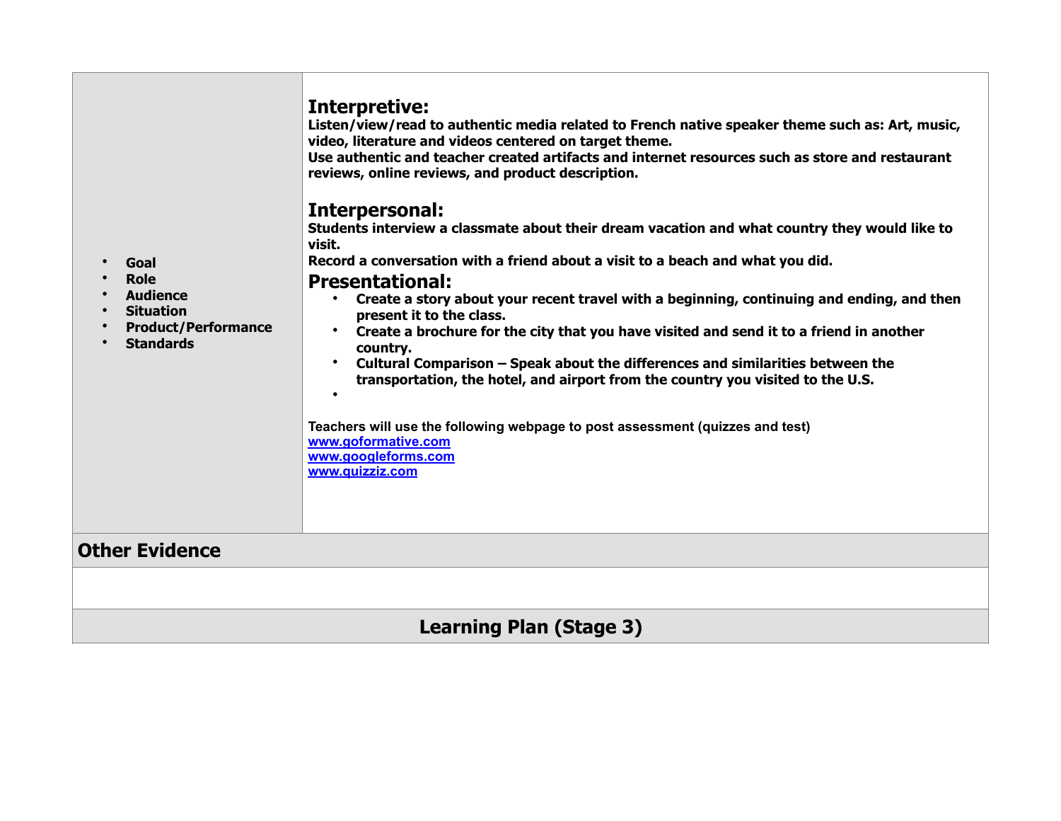| • **Goal**<br>• **Role**<br>• **Audience**<br>• **Situation**<br>• **Product/Performance**<br>• **Standards** | **Interpretive:**<br>**Listen/view/read to authentic media related to French native speaker theme such as: Art, music, video, literature and videos centered on target theme.**<br>**Use authentic and teacher created artifacts and internet resources such as store and restaurant reviews, online reviews, and product description.**<br><br>**Interpersonal:**<br>**Students interview a classmate about their dream vacation and what country they would like to visit.**<br>**Record a conversation with a friend about a visit to a beach and what you did.**<br>**Presentational:**<br>• **Create a story about your recent travel with a beginning, continuing and ending, and then present it to the class.**<br>• **Create a brochure for the city that you have visited and send it to a friend in another country.**<br>• **Cultural Comparison – Speak about the differences and similarities between the transportation, the hotel, and airport from the country you visited to the U.S.**<br>•<br><br>**Teachers will use the following webpage to post assessment (quizzes and test)**<br>**www.goformative.com**<br>**www.googleforms.com**<br>**www.quizziz.com** |
|---|---|

## Other Evidence

## Learning Plan (Stage 3)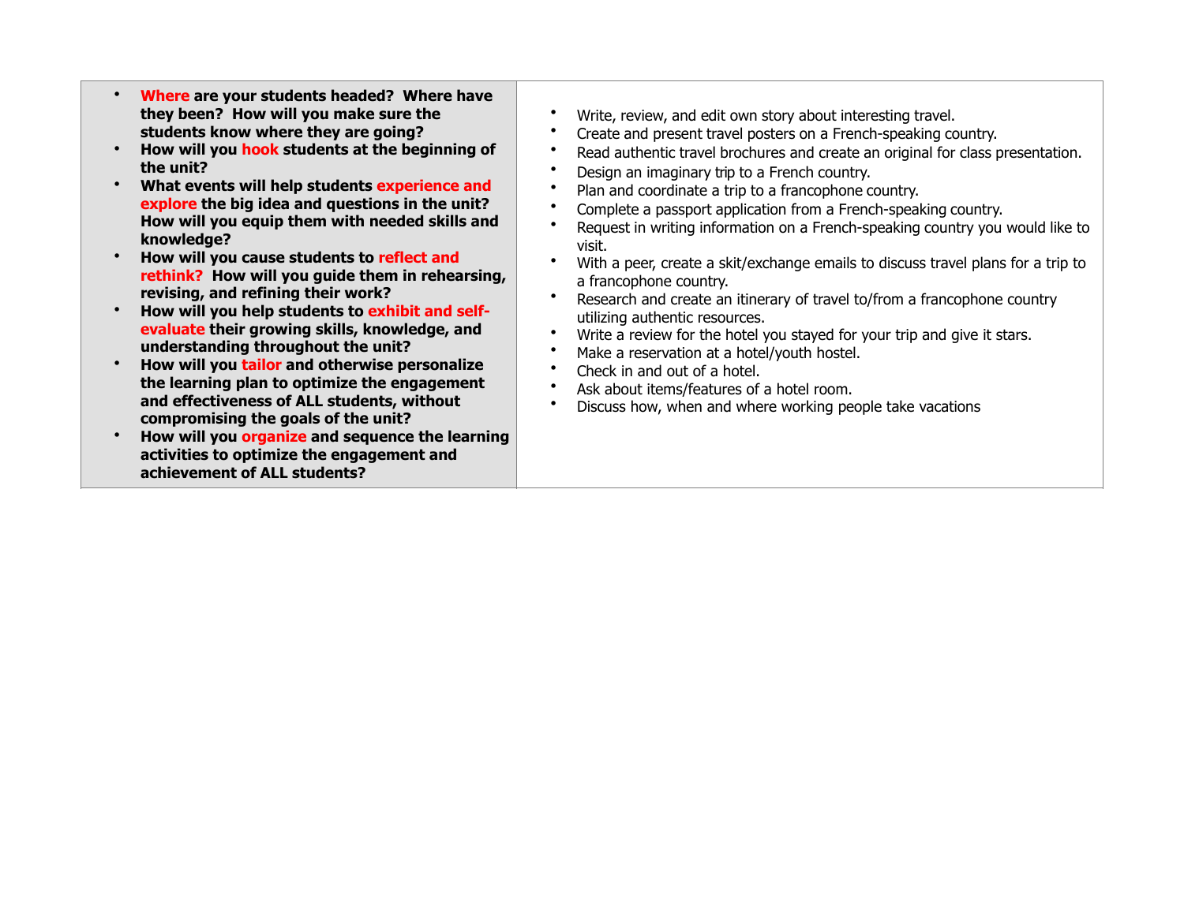| | |
|---|---|
| • **Where are your students headed? Where have they been? How will you make sure the students know where they are going?**<br>• **How will you hook students at the beginning of the unit?**<br>• **What events will help students experience and explore the big idea and questions in the unit? How will you equip them with needed skills and knowledge?**<br>• **How will you cause students to reflect and rethink? How will you guide them in rehearsing, revising, and refining their work?**<br>• **How will you help students to exhibit and self-evaluate their growing skills, knowledge, and understanding throughout the unit?**<br>• **How will you tailor and otherwise personalize the learning plan to optimize the engagement and effectiveness of ALL students, without compromising the goals of the unit?**<br>• **How will you organize and sequence the learning activities to optimize the engagement and achievement of ALL students?** | • Write, review, and edit own story about interesting travel.<br>• Create and present travel posters on a French-speaking country.<br>• Read authentic travel brochures and create an original for class presentation.<br>• Design an imaginary trip to a French country.<br>• Plan and coordinate a trip to a francophone country.<br>• Complete a passport application from a French-speaking country.<br>• Request in writing information on a French-speaking country you would like to visit.<br>• With a peer, create a skit/exchange emails to discuss travel plans for a trip to a francophone country.<br>• Research and create an itinerary of travel to/from a francophone country utilizing authentic resources.<br>• Write a review for the hotel you stayed for your trip and give it stars.<br>• Make a reservation at a hotel/youth hostel.<br>• Check in and out of a hotel.<br>• Ask about items/features of a hotel room.<br>• Discuss how, when and where working people take vacations |